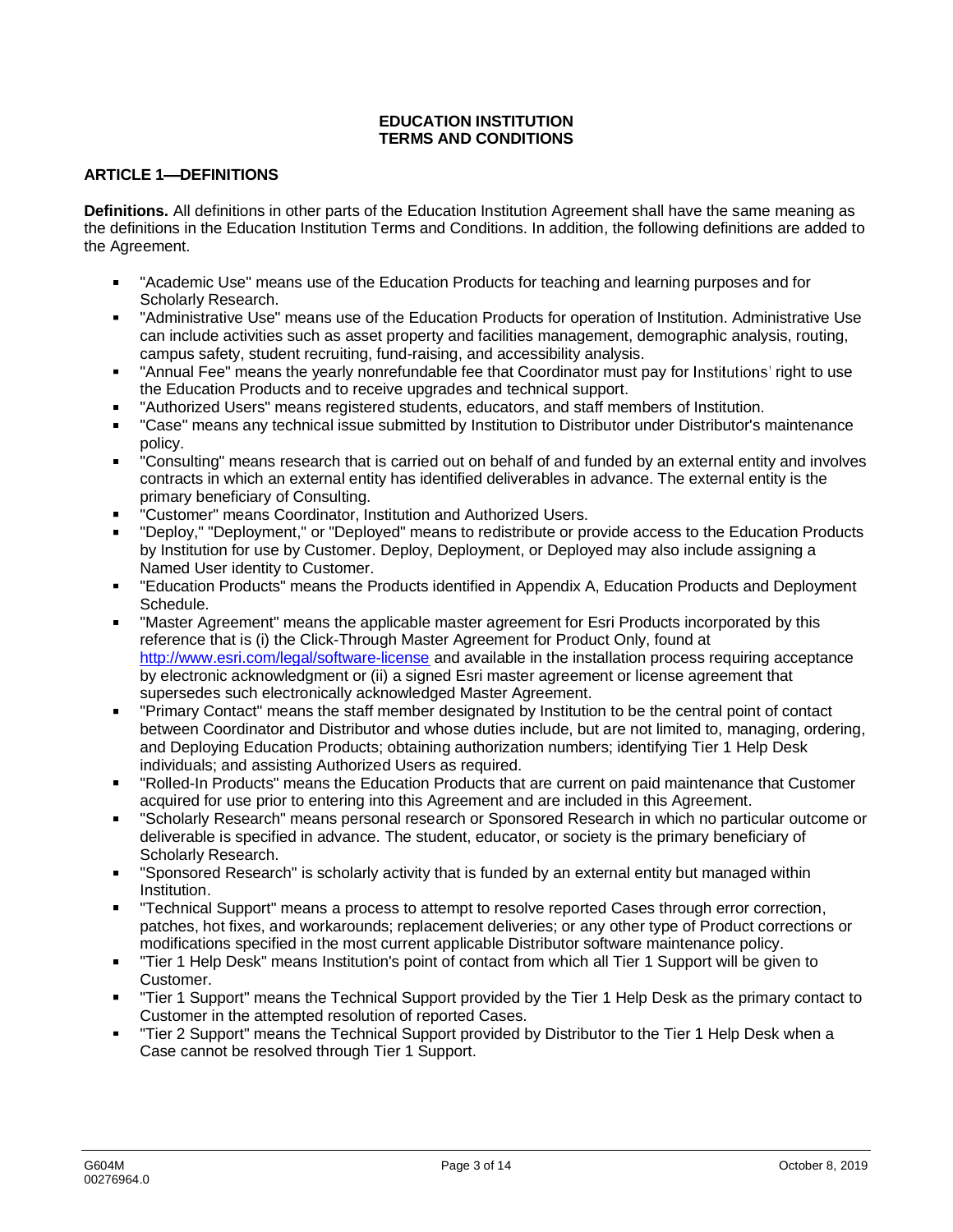# EDUCATION INSTITUTION TERMS AND CONDITIONS

## ARTICLE 1—DEFINITIONS

**Definitions.** All definitions in other parts of the Education Institution Agreement shall have the same meaning as the definitions in the Education Institution Terms and Conditions. In addition, the following definitions are added to the Agreement.

- "Academic Use" means use of the Education Products for teaching and learning purposes and for Scholarly Research.
- "Administrative Use" means use of the Education Products for operation of Institution. Administrative Use can include activities such as asset property and facilities management, demographic analysis, routing, campus safety, student recruiting, fund-raising, and accessibility analysis.
- "Annual Fee" means the yearly nonrefundable fee that Coordinator must pay for Institutions' right to use the Education Products and to receive upgrades and technical support.
- "Authorized Users" means registered students, educators, and staff members of Institution.
- "Case" means any technical issue submitted by Institution to Distributor under Distributor's maintenance policy.
- "Consulting" means research that is carried out on behalf of and funded by an external entity and involves contracts in which an external entity has identified deliverables in advance. The external entity is the primary beneficiary of Consulting.
- "Customer" means Coordinator, Institution and Authorized Users.
- "Deploy," "Deployment," or "Deployed" means to redistribute or provide access to the Education Products by Institution for use by Customer. Deploy, Deployment, or Deployed may also include assigning a Named User identity to Customer.
- "Education Products" means the Products identified in Appendix A, Education Products and Deployment Schedule.
- "Master Agreement" means the applicable master agreement for Esri Products incorporated by this reference that is (i) the Click-Through Master Agreement for Product Only, found at http://www.esri.com/legal/software-license and available in the installation process requiring acceptance by electronic acknowledgment or (ii) a signed Esri master agreement or license agreement that supersedes such electronically acknowledged Master Agreement.
- "Primary Contact" means the staff member designated by Institution to be the central point of contact between Coordinator and Distributor and whose duties include, but are not limited to, managing, ordering, and Deploying Education Products; obtaining authorization numbers; identifying Tier 1 Help Desk individuals; and assisting Authorized Users as required.
- "Rolled-In Products" means the Education Products that are current on paid maintenance that Customer acquired for use prior to entering into this Agreement and are included in this Agreement.
- "Scholarly Research" means personal research or Sponsored Research in which no particular outcome or deliverable is specified in advance. The student, educator, or society is the primary beneficiary of Scholarly Research.
- "Sponsored Research" is scholarly activity that is funded by an external entity but managed within Institution.
- "Technical Support" means a process to attempt to resolve reported Cases through error correction, patches, hot fixes, and workarounds; replacement deliveries; or any other type of Product corrections or modifications specified in the most current applicable Distributor software maintenance policy.
- "Tier 1 Help Desk" means Institution's point of contact from which all Tier 1 Support will be given to Customer.
- "Tier 1 Support" means the Technical Support provided by the Tier 1 Help Desk as the primary contact to Customer in the attempted resolution of reported Cases.
- "Tier 2 Support" means the Technical Support provided by Distributor to the Tier 1 Help Desk when a Case cannot be resolved through Tier 1 Support.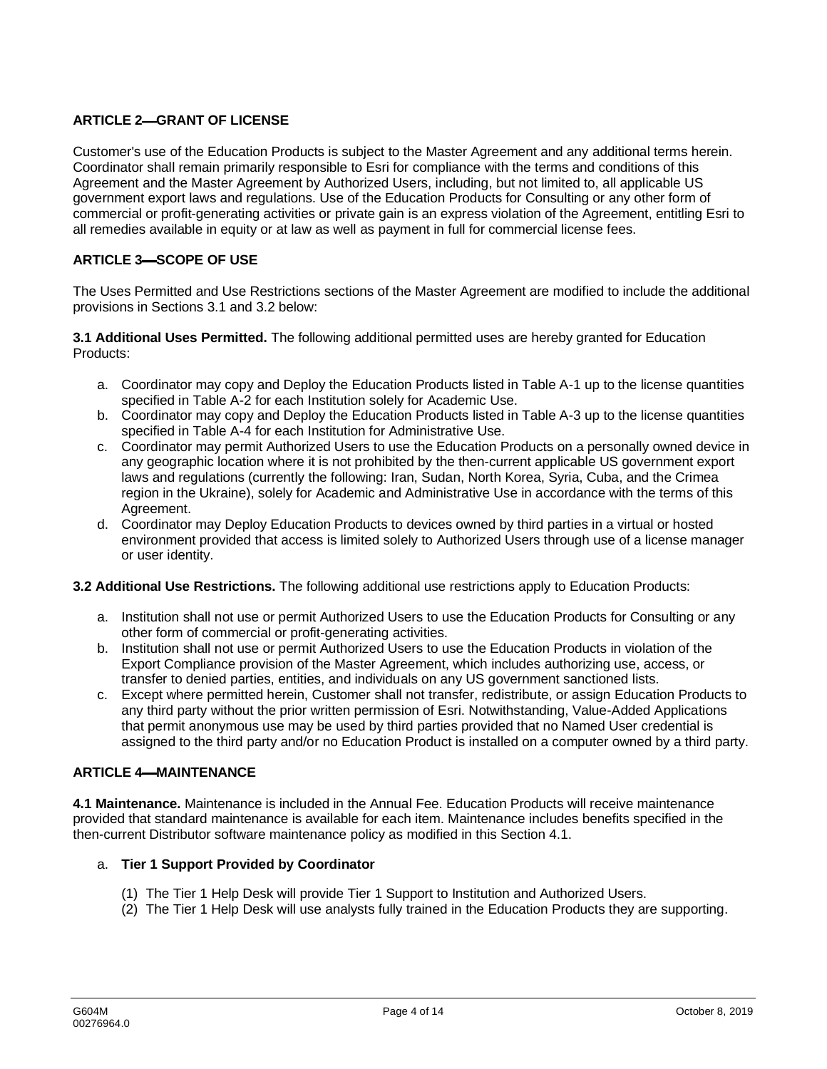## ARTICLE 2—GRANT OF LICENSE

Customer's use of the Education Products is subject to the Master Agreement and any additional terms herein. Coordinator shall remain primarily responsible to Esri for compliance with the terms and conditions of this Agreement and the Master Agreement by Authorized Users, including, but not limited to, all applicable US government export laws and regulations. Use of the Education Products for Consulting or any other form of commercial or profit-generating activities or private gain is an express violation of the Agreement, entitling Esri to all remedies available in equity or at law as well as payment in full for commercial license fees.

## ARTICLE 3—SCOPE OF USE

The Uses Permitted and Use Restrictions sections of the Master Agreement are modified to include the additional provisions in Sections 3.1 and 3.2 below:

**3.1 Additional Uses Permitted.** The following additional permitted uses are hereby granted for Education Products:

a. Coordinator may copy and Deploy the Education Products listed in Table A-1 up to the license quantities specified in Table A-2 for each Institution solely for Academic Use.
b. Coordinator may copy and Deploy the Education Products listed in Table A-3 up to the license quantities specified in Table A-4 for each Institution for Administrative Use.
c. Coordinator may permit Authorized Users to use the Education Products on a personally owned device in any geographic location where it is not prohibited by the then-current applicable US government export laws and regulations (currently the following: Iran, Sudan, North Korea, Syria, Cuba, and the Crimea region in the Ukraine), solely for Academic and Administrative Use in accordance with the terms of this Agreement.
d. Coordinator may Deploy Education Products to devices owned by third parties in a virtual or hosted environment provided that access is limited solely to Authorized Users through use of a license manager or user identity.

**3.2 Additional Use Restrictions.** The following additional use restrictions apply to Education Products:

a. Institution shall not use or permit Authorized Users to use the Education Products for Consulting or any other form of commercial or profit-generating activities.
b. Institution shall not use or permit Authorized Users to use the Education Products in violation of the Export Compliance provision of the Master Agreement, which includes authorizing use, access, or transfer to denied parties, entities, and individuals on any US government sanctioned lists.
c. Except where permitted herein, Customer shall not transfer, redistribute, or assign Education Products to any third party without the prior written permission of Esri. Notwithstanding, Value-Added Applications that permit anonymous use may be used by third parties provided that no Named User credential is assigned to the third party and/or no Education Product is installed on a computer owned by a third party.

## ARTICLE 4—MAINTENANCE

**4.1 Maintenance.** Maintenance is included in the Annual Fee. Education Products will receive maintenance provided that standard maintenance is available for each item. Maintenance includes benefits specified in the then-current Distributor software maintenance policy as modified in this Section 4.1.

a. **Tier 1 Support Provided by Coordinator**

   (1) The Tier 1 Help Desk will provide Tier 1 Support to Institution and Authorized Users.
   (2) The Tier 1 Help Desk will use analysts fully trained in the Education Products they are supporting.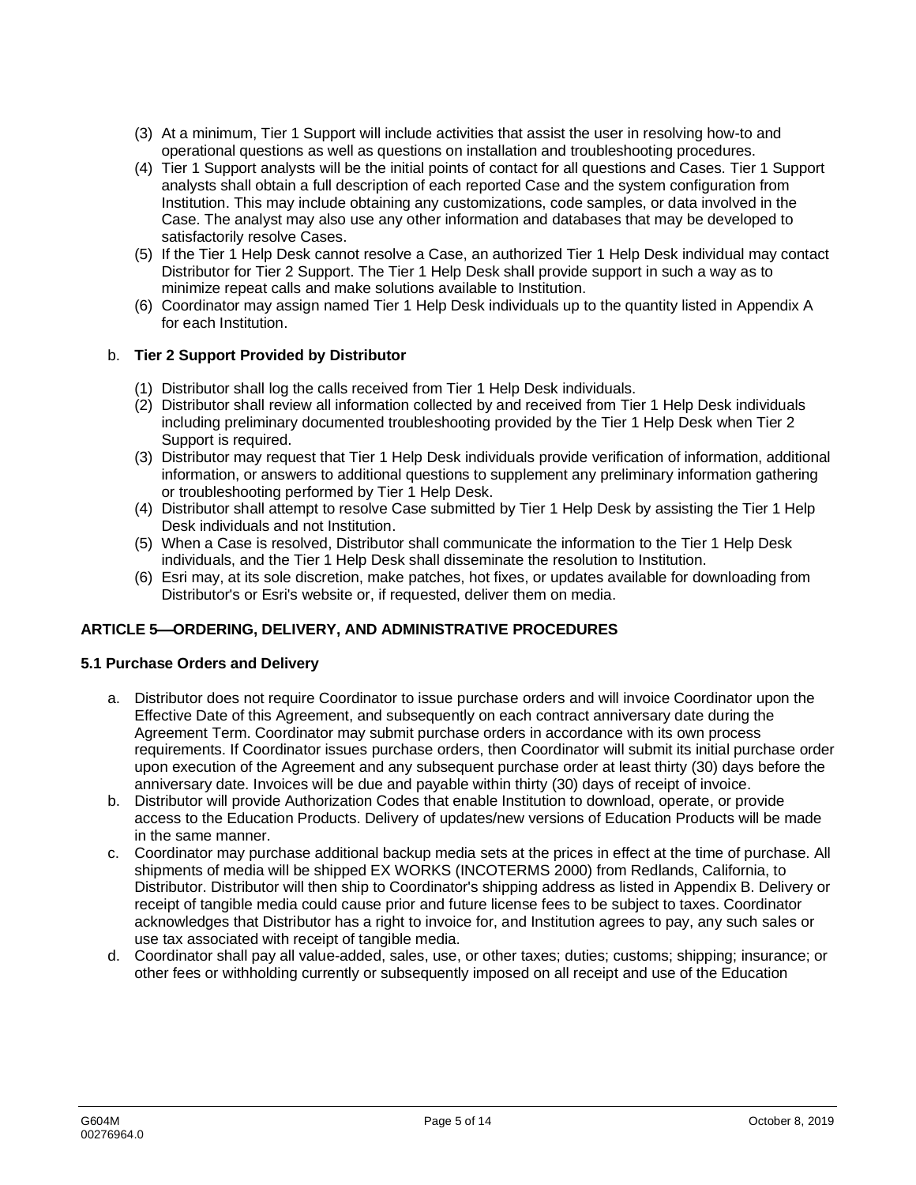(3) At a minimum, Tier 1 Support will include activities that assist the user in resolving how-to and operational questions as well as questions on installation and troubleshooting procedures.

(4) Tier 1 Support analysts will be the initial points of contact for all questions and Cases. Tier 1 Support analysts shall obtain a full description of each reported Case and the system configuration from Institution. This may include obtaining any customizations, code samples, or data involved in the Case. The analyst may also use any other information and databases that may be developed to satisfactorily resolve Cases.

(5) If the Tier 1 Help Desk cannot resolve a Case, an authorized Tier 1 Help Desk individual may contact Distributor for Tier 2 Support. The Tier 1 Help Desk shall provide support in such a way as to minimize repeat calls and make solutions available to Institution.

(6) Coordinator may assign named Tier 1 Help Desk individuals up to the quantity listed in Appendix A for each Institution.

b. **Tier 2 Support Provided by Distributor**

(1) Distributor shall log the calls received from Tier 1 Help Desk individuals.

(2) Distributor shall review all information collected by and received from Tier 1 Help Desk individuals including preliminary documented troubleshooting provided by the Tier 1 Help Desk when Tier 2 Support is required.

(3) Distributor may request that Tier 1 Help Desk individuals provide verification of information, additional information, or answers to additional questions to supplement any preliminary information gathering or troubleshooting performed by Tier 1 Help Desk.

(4) Distributor shall attempt to resolve Case submitted by Tier 1 Help Desk by assisting the Tier 1 Help Desk individuals and not Institution.

(5) When a Case is resolved, Distributor shall communicate the information to the Tier 1 Help Desk individuals, and the Tier 1 Help Desk shall disseminate the resolution to Institution.

(6) Esri may, at its sole discretion, make patches, hot fixes, or updates available for downloading from Distributor's or Esri's website or, if requested, deliver them on media.

## ARTICLE 5—ORDERING, DELIVERY, AND ADMINISTRATIVE PROCEDURES

### 5.1 Purchase Orders and Delivery

a. Distributor does not require Coordinator to issue purchase orders and will invoice Coordinator upon the Effective Date of this Agreement, and subsequently on each contract anniversary date during the Agreement Term. Coordinator may submit purchase orders in accordance with its own process requirements. If Coordinator issues purchase orders, then Coordinator will submit its initial purchase order upon execution of the Agreement and any subsequent purchase order at least thirty (30) days before the anniversary date. Invoices will be due and payable within thirty (30) days of receipt of invoice.

b. Distributor will provide Authorization Codes that enable Institution to download, operate, or provide access to the Education Products. Delivery of updates/new versions of Education Products will be made in the same manner.

c. Coordinator may purchase additional backup media sets at the prices in effect at the time of purchase. All shipments of media will be shipped EX WORKS (INCOTERMS 2000) from Redlands, California, to Distributor. Distributor will then ship to Coordinator's shipping address as listed in Appendix B. Delivery or receipt of tangible media could cause prior and future license fees to be subject to taxes. Coordinator acknowledges that Distributor has a right to invoice for, and Institution agrees to pay, any such sales or use tax associated with receipt of tangible media.

d. Coordinator shall pay all value-added, sales, use, or other taxes; duties; customs; shipping; insurance; or other fees or withholding currently or subsequently imposed on all receipt and use of the Education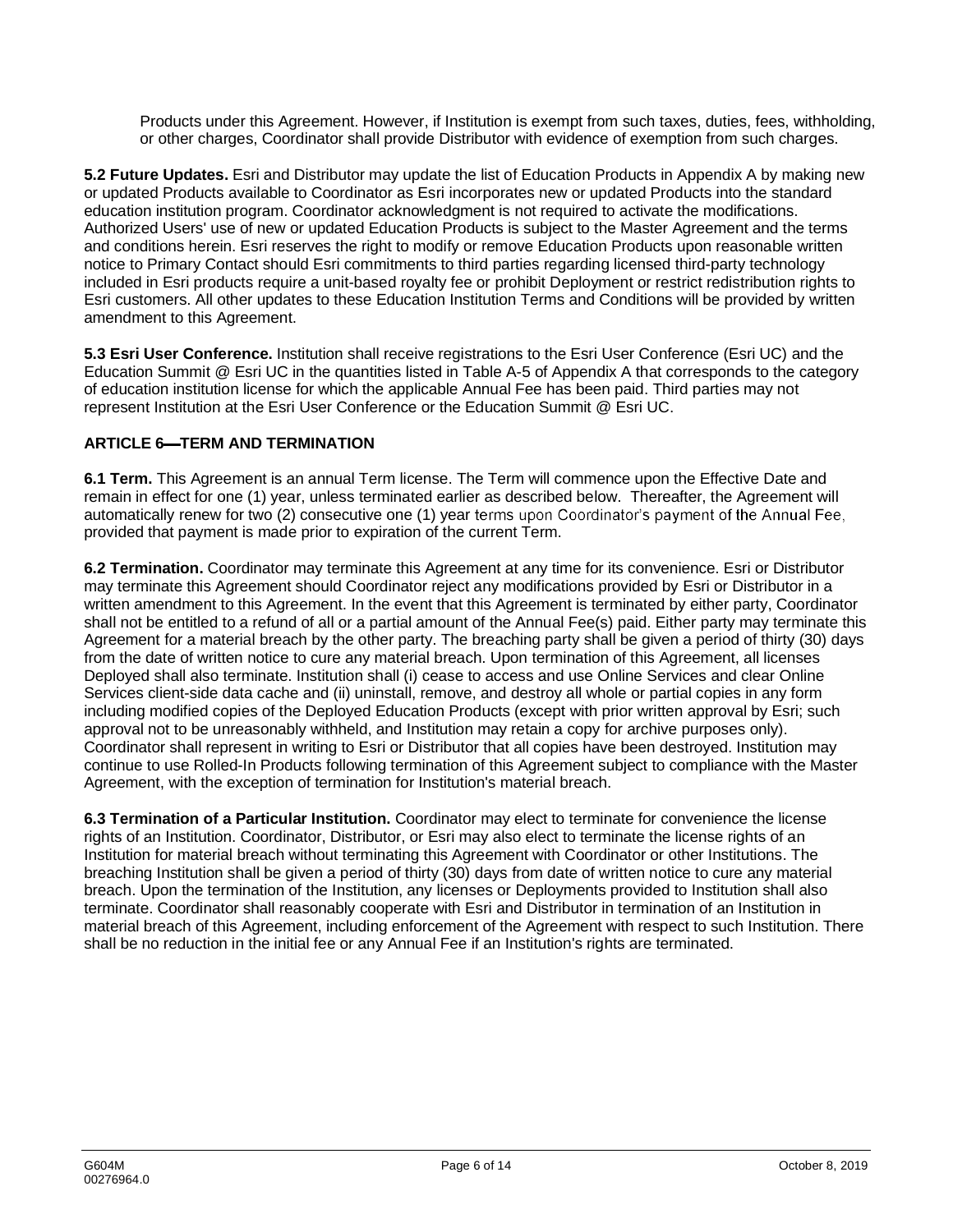Products under this Agreement. However, if Institution is exempt from such taxes, duties, fees, withholding, or other charges, Coordinator shall provide Distributor with evidence of exemption from such charges.

**5.2 Future Updates.** Esri and Distributor may update the list of Education Products in Appendix A by making new or updated Products available to Coordinator as Esri incorporates new or updated Products into the standard education institution program. Coordinator acknowledgment is not required to activate the modifications. Authorized Users' use of new or updated Education Products is subject to the Master Agreement and the terms and conditions herein. Esri reserves the right to modify or remove Education Products upon reasonable written notice to Primary Contact should Esri commitments to third parties regarding licensed third-party technology included in Esri products require a unit-based royalty fee or prohibit Deployment or restrict redistribution rights to Esri customers. All other updates to these Education Institution Terms and Conditions will be provided by written amendment to this Agreement.

**5.3 Esri User Conference.** Institution shall receive registrations to the Esri User Conference (Esri UC) and the Education Summit @ Esri UC in the quantities listed in Table A-5 of Appendix A that corresponds to the category of education institution license for which the applicable Annual Fee has been paid. Third parties may not represent Institution at the Esri User Conference or the Education Summit @ Esri UC.

## ARTICLE 6—TERM AND TERMINATION

**6.1 Term.** This Agreement is an annual Term license. The Term will commence upon the Effective Date and remain in effect for one (1) year, unless terminated earlier as described below. Thereafter, the Agreement will automatically renew for two (2) consecutive one (1) year terms upon Coordinator's payment of the Annual Fee, provided that payment is made prior to expiration of the current Term.

**6.2 Termination.** Coordinator may terminate this Agreement at any time for its convenience. Esri or Distributor may terminate this Agreement should Coordinator reject any modifications provided by Esri or Distributor in a written amendment to this Agreement. In the event that this Agreement is terminated by either party, Coordinator shall not be entitled to a refund of all or a partial amount of the Annual Fee(s) paid. Either party may terminate this Agreement for a material breach by the other party. The breaching party shall be given a period of thirty (30) days from the date of written notice to cure any material breach. Upon termination of this Agreement, all licenses Deployed shall also terminate. Institution shall (i) cease to access and use Online Services and clear Online Services client-side data cache and (ii) uninstall, remove, and destroy all whole or partial copies in any form including modified copies of the Deployed Education Products (except with prior written approval by Esri; such approval not to be unreasonably withheld, and Institution may retain a copy for archive purposes only). Coordinator shall represent in writing to Esri or Distributor that all copies have been destroyed. Institution may continue to use Rolled-In Products following termination of this Agreement subject to compliance with the Master Agreement, with the exception of termination for Institution's material breach.

**6.3 Termination of a Particular Institution.** Coordinator may elect to terminate for convenience the license rights of an Institution. Coordinator, Distributor, or Esri may also elect to terminate the license rights of an Institution for material breach without terminating this Agreement with Coordinator or other Institutions. The breaching Institution shall be given a period of thirty (30) days from date of written notice to cure any material breach. Upon the termination of the Institution, any licenses or Deployments provided to Institution shall also terminate. Coordinator shall reasonably cooperate with Esri and Distributor in termination of an Institution in material breach of this Agreement, including enforcement of the Agreement with respect to such Institution. There shall be no reduction in the initial fee or any Annual Fee if an Institution's rights are terminated.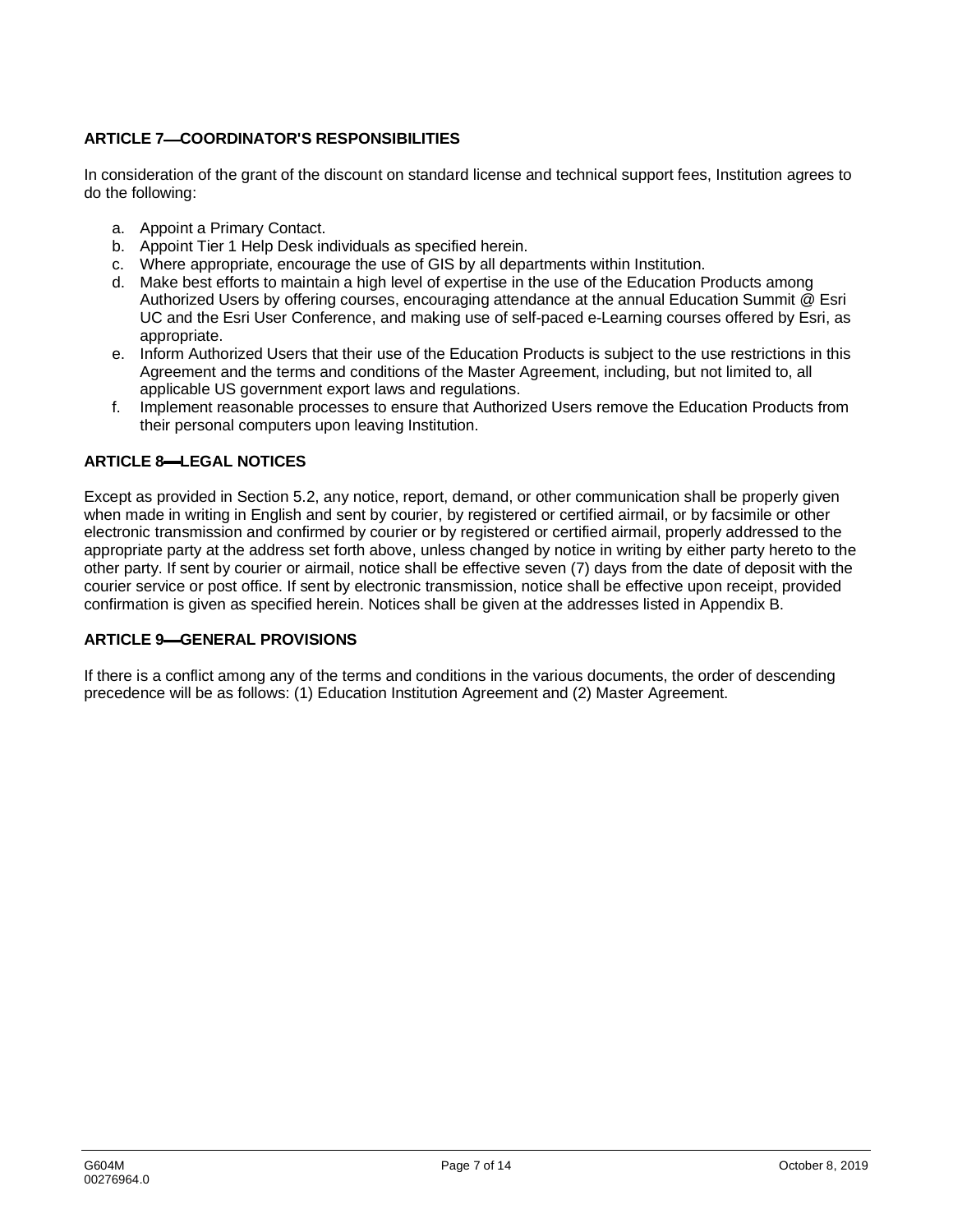## ARTICLE 7—COORDINATOR'S RESPONSIBILITIES

In consideration of the grant of the discount on standard license and technical support fees, Institution agrees to do the following:

a. Appoint a Primary Contact.
b. Appoint Tier 1 Help Desk individuals as specified herein.
c. Where appropriate, encourage the use of GIS by all departments within Institution.
d. Make best efforts to maintain a high level of expertise in the use of the Education Products among Authorized Users by offering courses, encouraging attendance at the annual Education Summit @ Esri UC and the Esri User Conference, and making use of self-paced e-Learning courses offered by Esri, as appropriate.
e. Inform Authorized Users that their use of the Education Products is subject to the use restrictions in this Agreement and the terms and conditions of the Master Agreement, including, but not limited to, all applicable US government export laws and regulations.
f. Implement reasonable processes to ensure that Authorized Users remove the Education Products from their personal computers upon leaving Institution.

## ARTICLE 8—LEGAL NOTICES

Except as provided in Section 5.2, any notice, report, demand, or other communication shall be properly given when made in writing in English and sent by courier, by registered or certified airmail, or by facsimile or other electronic transmission and confirmed by courier or by registered or certified airmail, properly addressed to the appropriate party at the address set forth above, unless changed by notice in writing by either party hereto to the other party. If sent by courier or airmail, notice shall be effective seven (7) days from the date of deposit with the courier service or post office. If sent by electronic transmission, notice shall be effective upon receipt, provided confirmation is given as specified herein. Notices shall be given at the addresses listed in Appendix B.

## ARTICLE 9—GENERAL PROVISIONS

If there is a conflict among any of the terms and conditions in the various documents, the order of descending precedence will be as follows: (1) Education Institution Agreement and (2) Master Agreement.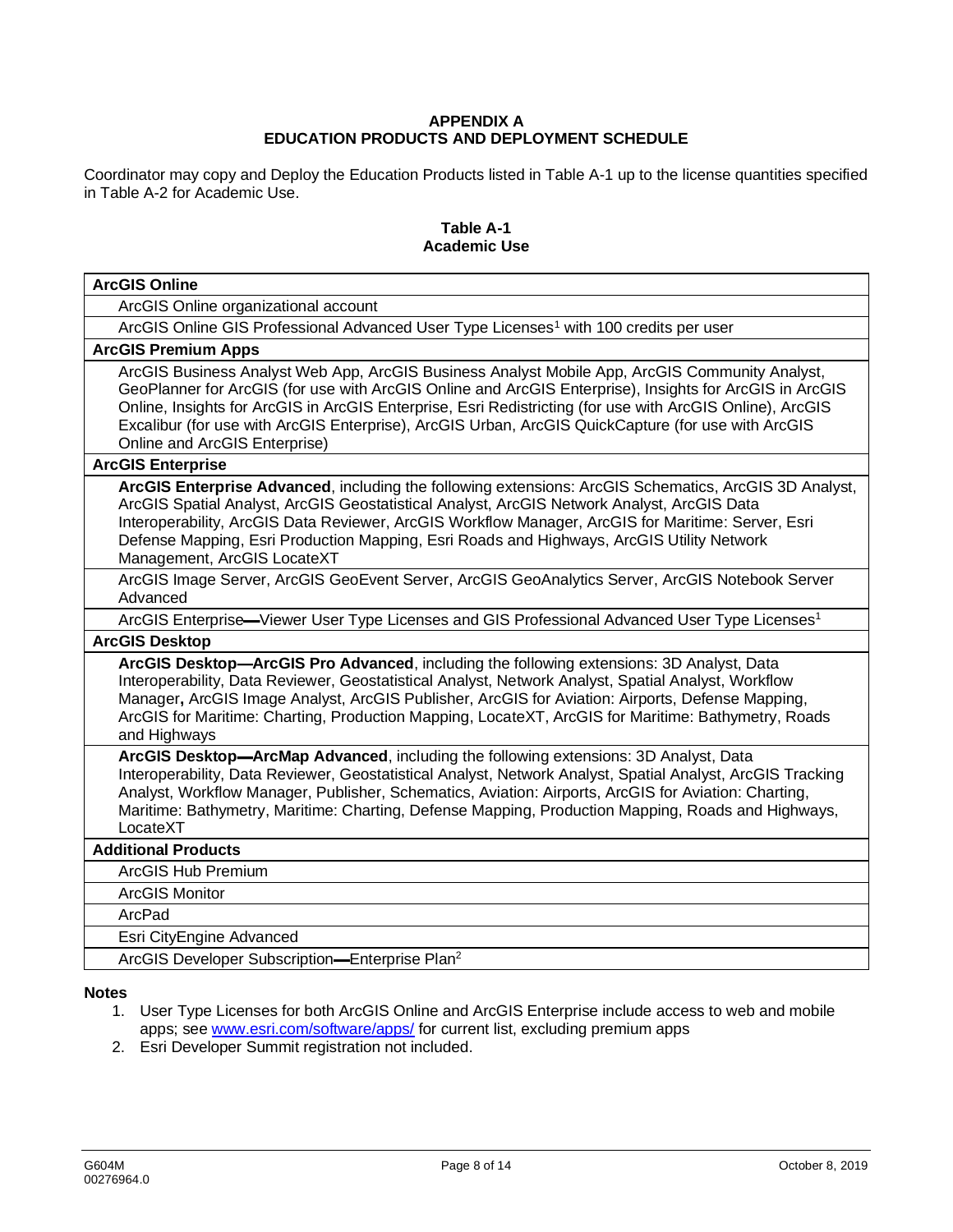**APPENDIX A**
**EDUCATION PRODUCTS AND DEPLOYMENT SCHEDULE**

Coordinator may copy and Deploy the Education Products listed in Table A-1 up to the license quantities specified in Table A-2 for Academic Use.

**Table A-1**
**Academic Use**

| **ArcGIS Online** |
|---|
| ArcGIS Online organizational account |
| ArcGIS Online GIS Professional Advanced User Type Licenses[1] with 100 credits per user |
| **ArcGIS Premium Apps** |
| ArcGIS Business Analyst Web App, ArcGIS Business Analyst Mobile App, ArcGIS Community Analyst, GeoPlanner for ArcGIS (for use with ArcGIS Online and ArcGIS Enterprise), Insights for ArcGIS in ArcGIS Online, Insights for ArcGIS in ArcGIS Enterprise, Esri Redistricting (for use with ArcGIS Online), ArcGIS Excalibur (for use with ArcGIS Enterprise), ArcGIS Urban, ArcGIS QuickCapture (for use with ArcGIS Online and ArcGIS Enterprise) |
| **ArcGIS Enterprise** |
| **ArcGIS Enterprise Advanced**, including the following extensions: ArcGIS Schematics, ArcGIS 3D Analyst, ArcGIS Spatial Analyst, ArcGIS Geostatistical Analyst, ArcGIS Network Analyst, ArcGIS Data Interoperability, ArcGIS Data Reviewer, ArcGIS Workflow Manager, ArcGIS for Maritime: Server, Esri Defense Mapping, Esri Production Mapping, Esri Roads and Highways, ArcGIS Utility Network Management, ArcGIS LocateXT |
| ArcGIS Image Server, ArcGIS GeoEvent Server, ArcGIS GeoAnalytics Server, ArcGIS Notebook Server Advanced |
| ArcGIS Enterprise—Viewer User Type Licenses and GIS Professional Advanced User Type Licenses[1] |
| **ArcGIS Desktop** |
| **ArcGIS Desktop—ArcGIS Pro Advanced**, including the following extensions: 3D Analyst, Data Interoperability, Data Reviewer, Geostatistical Analyst, Network Analyst, Spatial Analyst, Workflow Manager**,** ArcGIS Image Analyst, ArcGIS Publisher, ArcGIS for Aviation: Airports, Defense Mapping, ArcGIS for Maritime: Charting, Production Mapping, LocateXT, ArcGIS for Maritime: Bathymetry, Roads and Highways |
| **ArcGIS Desktop—ArcMap Advanced**, including the following extensions: 3D Analyst, Data Interoperability, Data Reviewer, Geostatistical Analyst, Network Analyst, Spatial Analyst, ArcGIS Tracking Analyst, Workflow Manager, Publisher, Schematics, Aviation: Airports, ArcGIS for Aviation: Charting, Maritime: Bathymetry, Maritime: Charting, Defense Mapping, Production Mapping, Roads and Highways, LocateXT |
| **Additional Products** |
| ArcGIS Hub Premium |
| ArcGIS Monitor |
| ArcPad |
| Esri CityEngine Advanced |
| ArcGIS Developer Subscription—Enterprise Plan[2] |

**Notes**

1. User Type Licenses for both ArcGIS Online and ArcGIS Enterprise include access to web and mobile apps; see www.esri.com/software/apps/ for current list, excluding premium apps
2. Esri Developer Summit registration not included.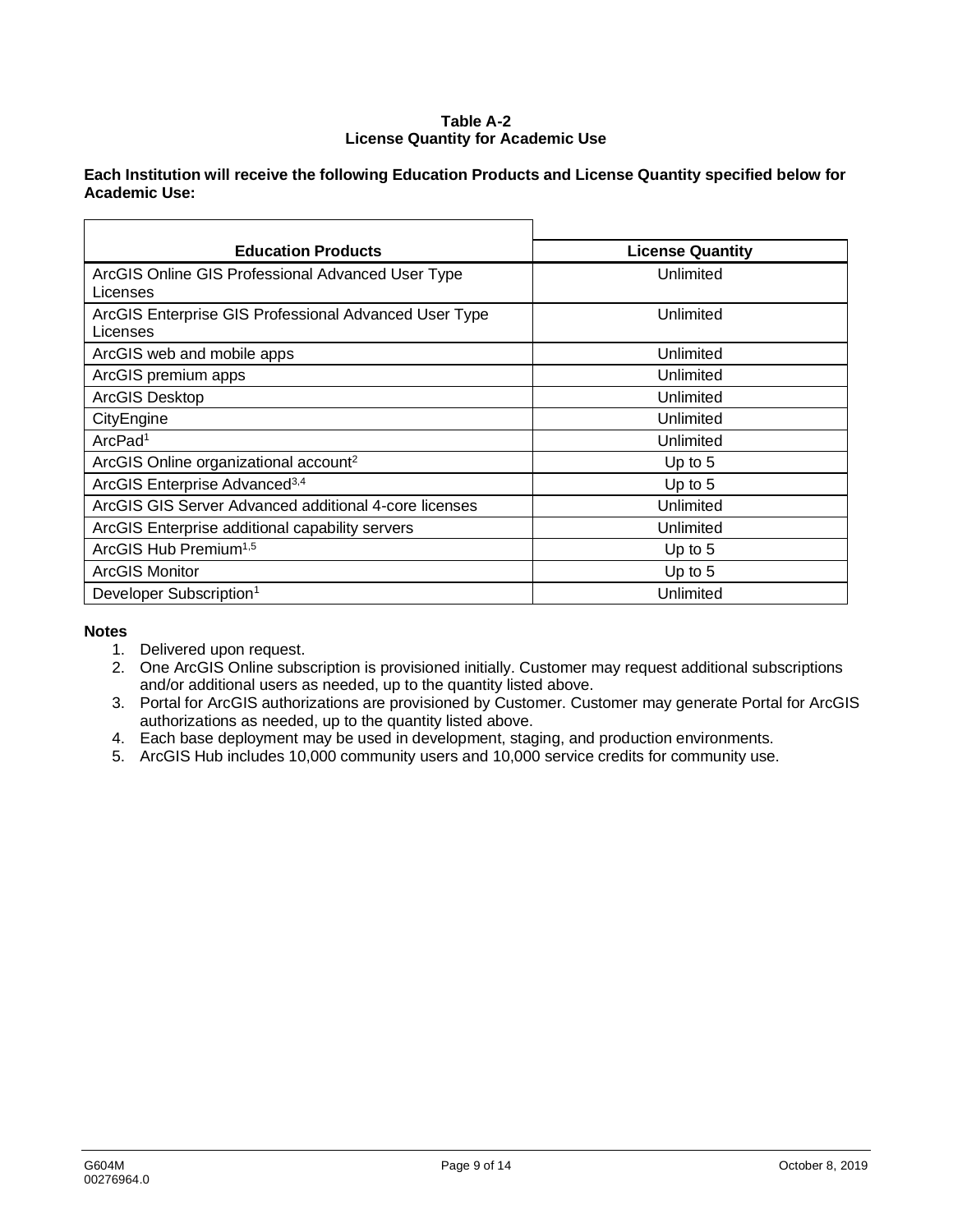**Table A-2**
**License Quantity for Academic Use**

**Each Institution will receive the following Education Products and License Quantity specified below for Academic Use:**

| Education Products | License Quantity |
|---|---|
| ArcGIS Online GIS Professional Advanced User Type Licenses | Unlimited |
| ArcGIS Enterprise GIS Professional Advanced User Type Licenses | Unlimited |
| ArcGIS web and mobile apps | Unlimited |
| ArcGIS premium apps | Unlimited |
| ArcGIS Desktop | Unlimited |
| CityEngine | Unlimited |
| ArcPad[1] | Unlimited |
| ArcGIS Online organizational account[2] | Up to 5 |
| ArcGIS Enterprise Advanced[3,4] | Up to 5 |
| ArcGIS GIS Server Advanced additional 4-core licenses | Unlimited |
| ArcGIS Enterprise additional capability servers | Unlimited |
| ArcGIS Hub Premium[1,5] | Up to 5 |
| ArcGIS Monitor | Up to 5 |
| Developer Subscription[1] | Unlimited |

**Notes**

1. Delivered upon request.
2. One ArcGIS Online subscription is provisioned initially. Customer may request additional subscriptions and/or additional users as needed, up to the quantity listed above.
3. Portal for ArcGIS authorizations are provisioned by Customer. Customer may generate Portal for ArcGIS authorizations as needed, up to the quantity listed above.
4. Each base deployment may be used in development, staging, and production environments.
5. ArcGIS Hub includes 10,000 community users and 10,000 service credits for community use.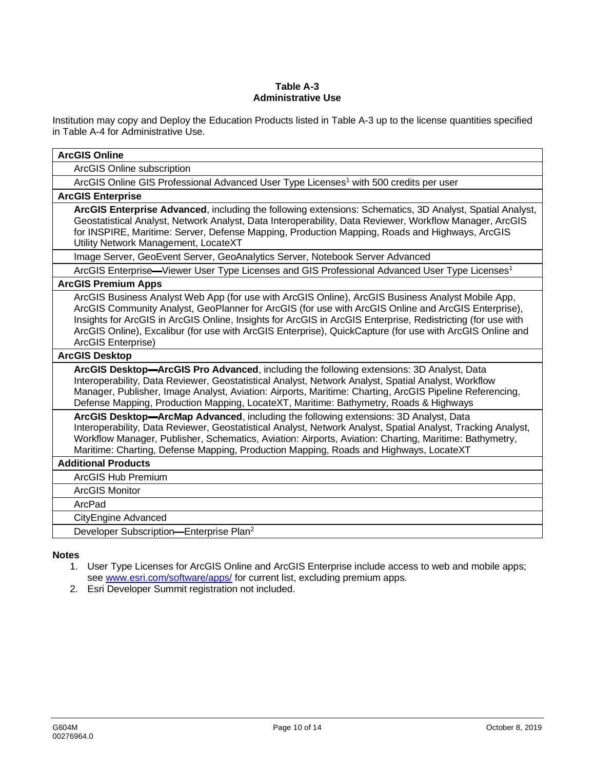**Table A-3**
**Administrative Use**

Institution may copy and Deploy the Education Products listed in Table A-3 up to the license quantities specified in Table A-4 for Administrative Use.

| **ArcGIS Online** |
|---|
| ArcGIS Online subscription |
| ArcGIS Online GIS Professional Advanced User Type Licenses[1] with 500 credits per user |
| **ArcGIS Enterprise** |
| **ArcGIS Enterprise Advanced**, including the following extensions: Schematics, 3D Analyst, Spatial Analyst, Geostatistical Analyst, Network Analyst, Data Interoperability, Data Reviewer, Workflow Manager, ArcGIS for INSPIRE, Maritime: Server, Defense Mapping, Production Mapping, Roads and Highways, ArcGIS Utility Network Management, LocateXT |
| Image Server, GeoEvent Server, GeoAnalytics Server, Notebook Server Advanced |
| ArcGIS Enterprise—Viewer User Type Licenses and GIS Professional Advanced User Type Licenses[1] |
| **ArcGIS Premium Apps** |
| ArcGIS Business Analyst Web App (for use with ArcGIS Online), ArcGIS Business Analyst Mobile App, ArcGIS Community Analyst, GeoPlanner for ArcGIS (for use with ArcGIS Online and ArcGIS Enterprise), Insights for ArcGIS in ArcGIS Online, Insights for ArcGIS in ArcGIS Enterprise, Redistricting (for use with ArcGIS Online), Excalibur (for use with ArcGIS Enterprise), QuickCapture (for use with ArcGIS Online and ArcGIS Enterprise) |
| **ArcGIS Desktop** |
| **ArcGIS Desktop—ArcGIS Pro Advanced**, including the following extensions: 3D Analyst, Data Interoperability, Data Reviewer, Geostatistical Analyst, Network Analyst, Spatial Analyst, Workflow Manager, Publisher, Image Analyst, Aviation: Airports, Maritime: Charting, ArcGIS Pipeline Referencing, Defense Mapping, Production Mapping, LocateXT, Maritime: Bathymetry, Roads & Highways |
| **ArcGIS Desktop—ArcMap Advanced**, including the following extensions: 3D Analyst, Data Interoperability, Data Reviewer, Geostatistical Analyst, Network Analyst, Spatial Analyst, Tracking Analyst, Workflow Manager, Publisher, Schematics, Aviation: Airports, Aviation: Charting, Maritime: Bathymetry, Maritime: Charting, Defense Mapping, Production Mapping, Roads and Highways, LocateXT |
| **Additional Products** |
| ArcGIS Hub Premium |
| ArcGIS Monitor |
| ArcPad |
| CityEngine Advanced |
| Developer Subscription—Enterprise Plan[2] |

**Notes**

1. User Type Licenses for ArcGIS Online and ArcGIS Enterprise include access to web and mobile apps; see www.esri.com/software/apps/ for current list, excluding premium apps.
2. Esri Developer Summit registration not included.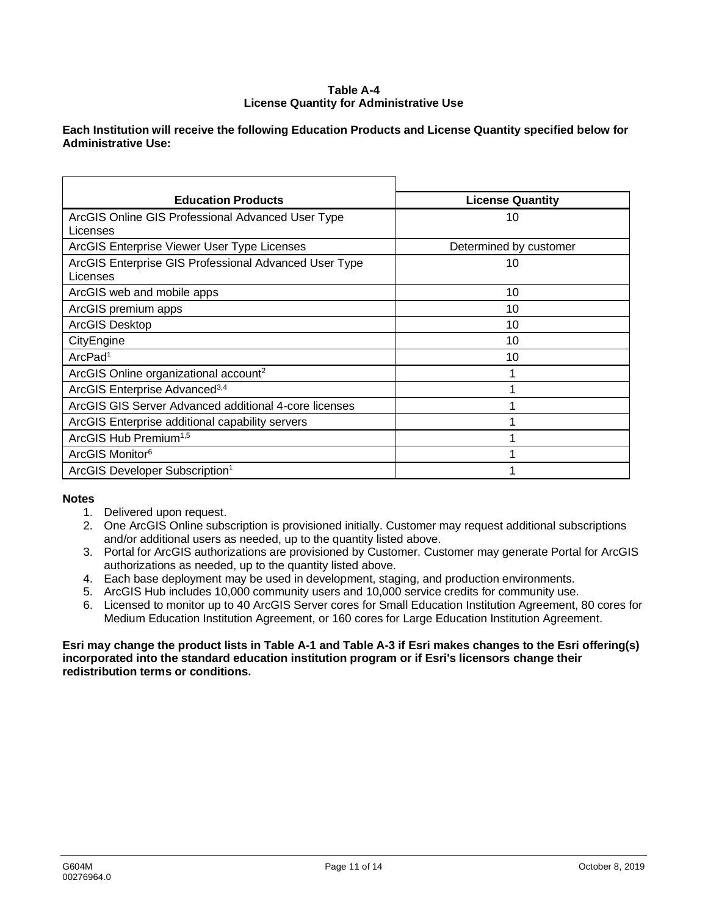**Table A-4**
**License Quantity for Administrative Use**

**Each Institution will receive the following Education Products and License Quantity specified below for Administrative Use:**

| Education Products | License Quantity |
|---|---|
| ArcGIS Online GIS Professional Advanced User Type Licenses | 10 |
| ArcGIS Enterprise Viewer User Type Licenses | Determined by customer |
| ArcGIS Enterprise GIS Professional Advanced User Type Licenses | 10 |
| ArcGIS web and mobile apps | 10 |
| ArcGIS premium apps | 10 |
| ArcGIS Desktop | 10 |
| CityEngine | 10 |
| ArcPad[1] | 10 |
| ArcGIS Online organizational account[2] | 1 |
| ArcGIS Enterprise Advanced[3,4] | 1 |
| ArcGIS GIS Server Advanced additional 4-core licenses | 1 |
| ArcGIS Enterprise additional capability servers | 1 |
| ArcGIS Hub Premium[1,5] | 1 |
| ArcGIS Monitor[6] | 1 |
| ArcGIS Developer Subscription[1] | 1 |

**Notes**

1. Delivered upon request.
2. One ArcGIS Online subscription is provisioned initially. Customer may request additional subscriptions and/or additional users as needed, up to the quantity listed above.
3. Portal for ArcGIS authorizations are provisioned by Customer. Customer may generate Portal for ArcGIS authorizations as needed, up to the quantity listed above.
4. Each base deployment may be used in development, staging, and production environments.
5. ArcGIS Hub includes 10,000 community users and 10,000 service credits for community use.
6. Licensed to monitor up to 40 ArcGIS Server cores for Small Education Institution Agreement, 80 cores for Medium Education Institution Agreement, or 160 cores for Large Education Institution Agreement.

**Esri may change the product lists in Table A-1 and Table A-3 if Esri makes changes to the Esri offering(s) incorporated into the standard education institution program or if Esri's licensors change their redistribution terms or conditions.**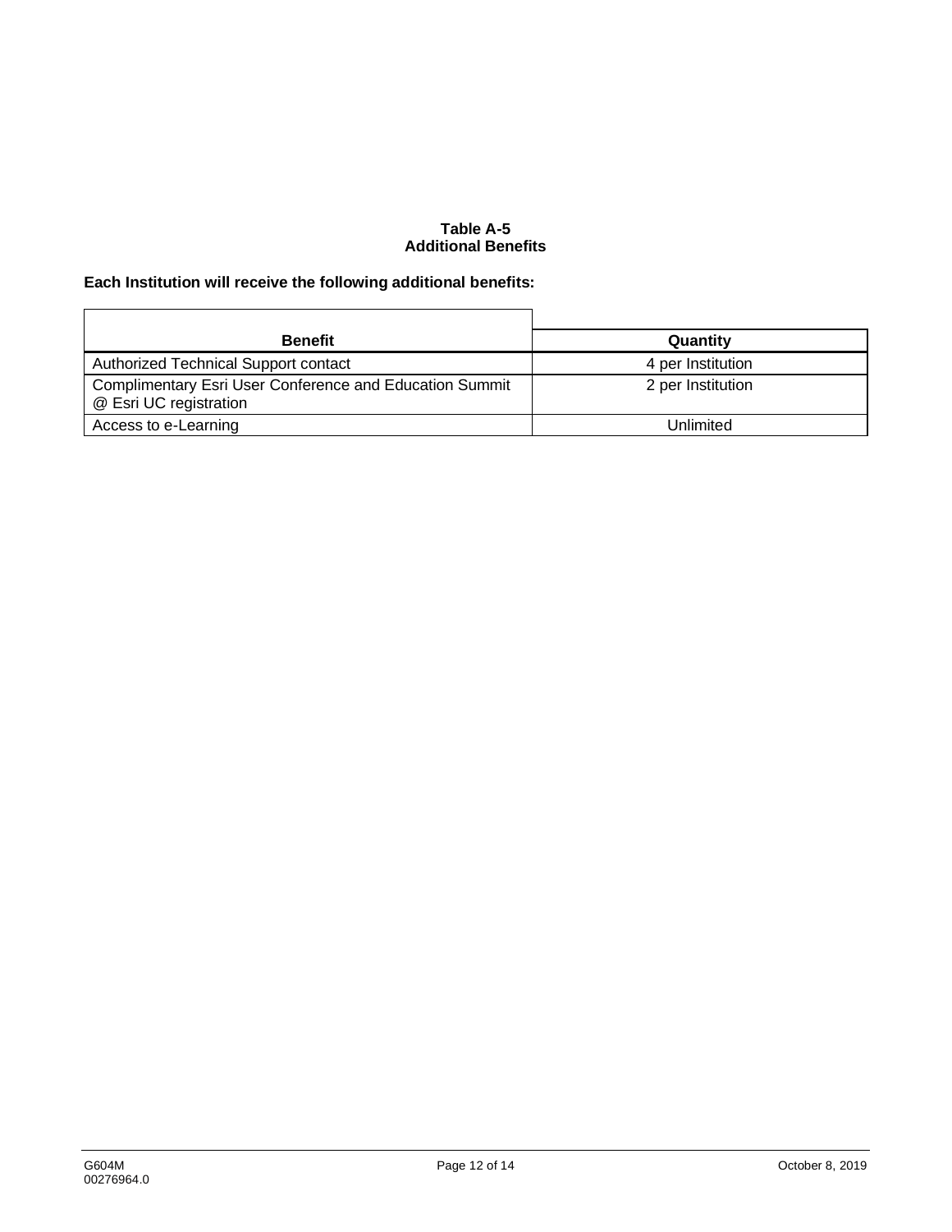**Table A-5**
**Additional Benefits**

**Each Institution will receive the following additional benefits:**

| Benefit | Quantity |
|---|---|
| Authorized Technical Support contact | 4 per Institution |
| Complimentary Esri User Conference and Education Summit @ Esri UC registration | 2 per Institution |
| Access to e-Learning | Unlimited |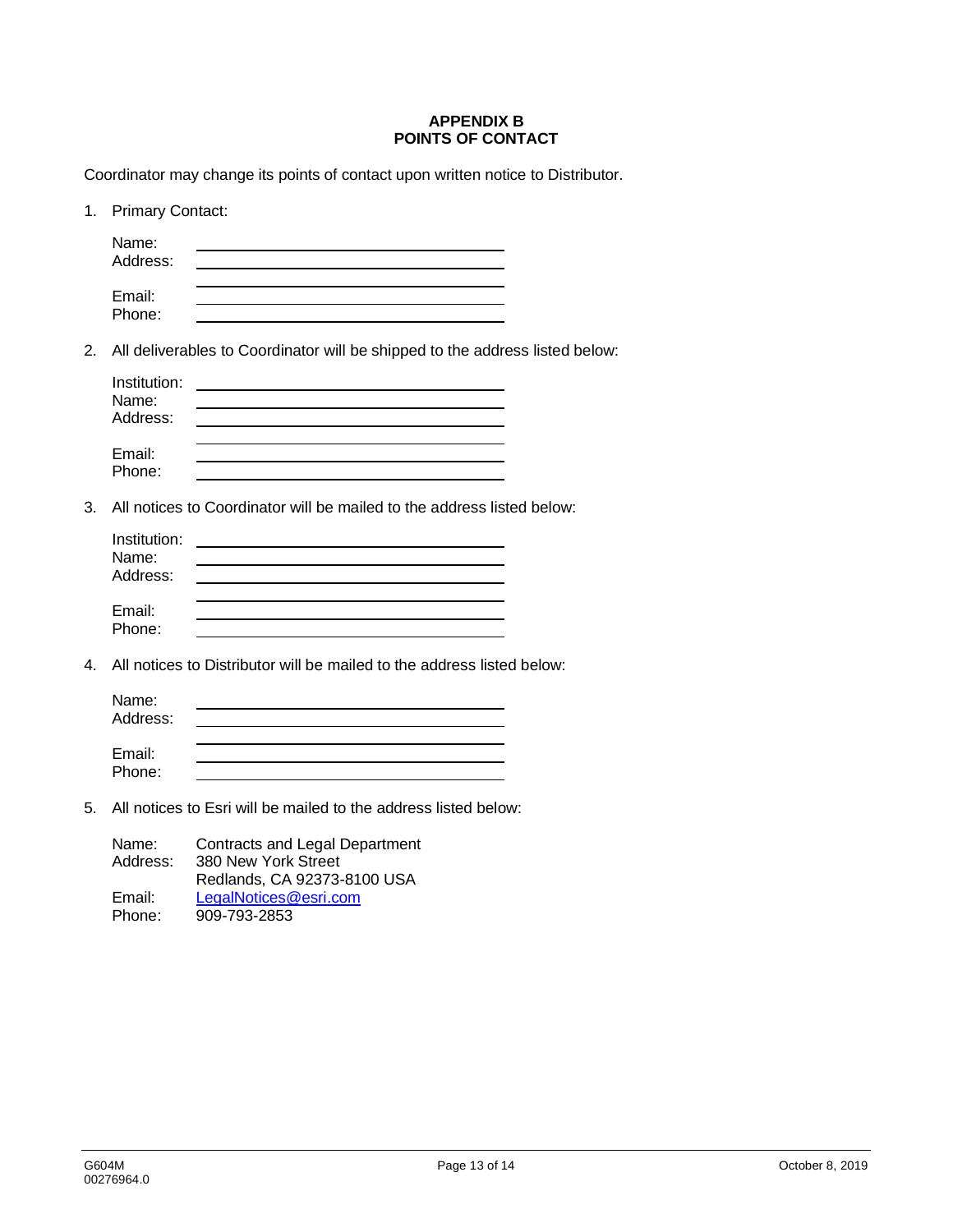## APPENDIX B
## POINTS OF CONTACT

Coordinator may change its points of contact upon written notice to Distributor.

1. Primary Contact:

   Name: \_\_\_\_\_\_\_\_\_\_\_\_\_\_\_\_\_\_\_\_\_\_\_\_\_\_\_\_\_\_
   Address: \_\_\_\_\_\_\_\_\_\_\_\_\_\_\_\_\_\_\_\_\_\_\_\_\_\_\_\_\_\_
   \_\_\_\_\_\_\_\_\_\_\_\_\_\_\_\_\_\_\_\_\_\_\_\_\_\_\_\_\_\_
   Email: \_\_\_\_\_\_\_\_\_\_\_\_\_\_\_\_\_\_\_\_\_\_\_\_\_\_\_\_\_\_
   Phone: \_\_\_\_\_\_\_\_\_\_\_\_\_\_\_\_\_\_\_\_\_\_\_\_\_\_\_\_\_\_

2. All deliverables to Coordinator will be shipped to the address listed below:

   Institution: \_\_\_\_\_\_\_\_\_\_\_\_\_\_\_\_\_\_\_\_\_\_\_\_\_\_\_\_\_\_
   Name: \_\_\_\_\_\_\_\_\_\_\_\_\_\_\_\_\_\_\_\_\_\_\_\_\_\_\_\_\_\_
   Address: \_\_\_\_\_\_\_\_\_\_\_\_\_\_\_\_\_\_\_\_\_\_\_\_\_\_\_\_\_\_
   \_\_\_\_\_\_\_\_\_\_\_\_\_\_\_\_\_\_\_\_\_\_\_\_\_\_\_\_\_\_
   Email: \_\_\_\_\_\_\_\_\_\_\_\_\_\_\_\_\_\_\_\_\_\_\_\_\_\_\_\_\_\_
   Phone: \_\_\_\_\_\_\_\_\_\_\_\_\_\_\_\_\_\_\_\_\_\_\_\_\_\_\_\_\_\_

3. All notices to Coordinator will be mailed to the address listed below:

   Institution: \_\_\_\_\_\_\_\_\_\_\_\_\_\_\_\_\_\_\_\_\_\_\_\_\_\_\_\_\_\_
   Name: \_\_\_\_\_\_\_\_\_\_\_\_\_\_\_\_\_\_\_\_\_\_\_\_\_\_\_\_\_\_
   Address: \_\_\_\_\_\_\_\_\_\_\_\_\_\_\_\_\_\_\_\_\_\_\_\_\_\_\_\_\_\_
   \_\_\_\_\_\_\_\_\_\_\_\_\_\_\_\_\_\_\_\_\_\_\_\_\_\_\_\_\_\_
   Email: \_\_\_\_\_\_\_\_\_\_\_\_\_\_\_\_\_\_\_\_\_\_\_\_\_\_\_\_\_\_
   Phone: \_\_\_\_\_\_\_\_\_\_\_\_\_\_\_\_\_\_\_\_\_\_\_\_\_\_\_\_\_\_

4. All notices to Distributor will be mailed to the address listed below:

   Name: \_\_\_\_\_\_\_\_\_\_\_\_\_\_\_\_\_\_\_\_\_\_\_\_\_\_\_\_\_\_
   Address: \_\_\_\_\_\_\_\_\_\_\_\_\_\_\_\_\_\_\_\_\_\_\_\_\_\_\_\_\_\_
   \_\_\_\_\_\_\_\_\_\_\_\_\_\_\_\_\_\_\_\_\_\_\_\_\_\_\_\_\_\_
   Email: \_\_\_\_\_\_\_\_\_\_\_\_\_\_\_\_\_\_\_\_\_\_\_\_\_\_\_\_\_\_
   Phone: \_\_\_\_\_\_\_\_\_\_\_\_\_\_\_\_\_\_\_\_\_\_\_\_\_\_\_\_\_\_

5. All notices to Esri will be mailed to the address listed below:

   Name: Contracts and Legal Department
   Address: 380 New York Street
   Redlands, CA 92373-8100 USA
   Email: LegalNotices@esri.com
   Phone: 909-793-2853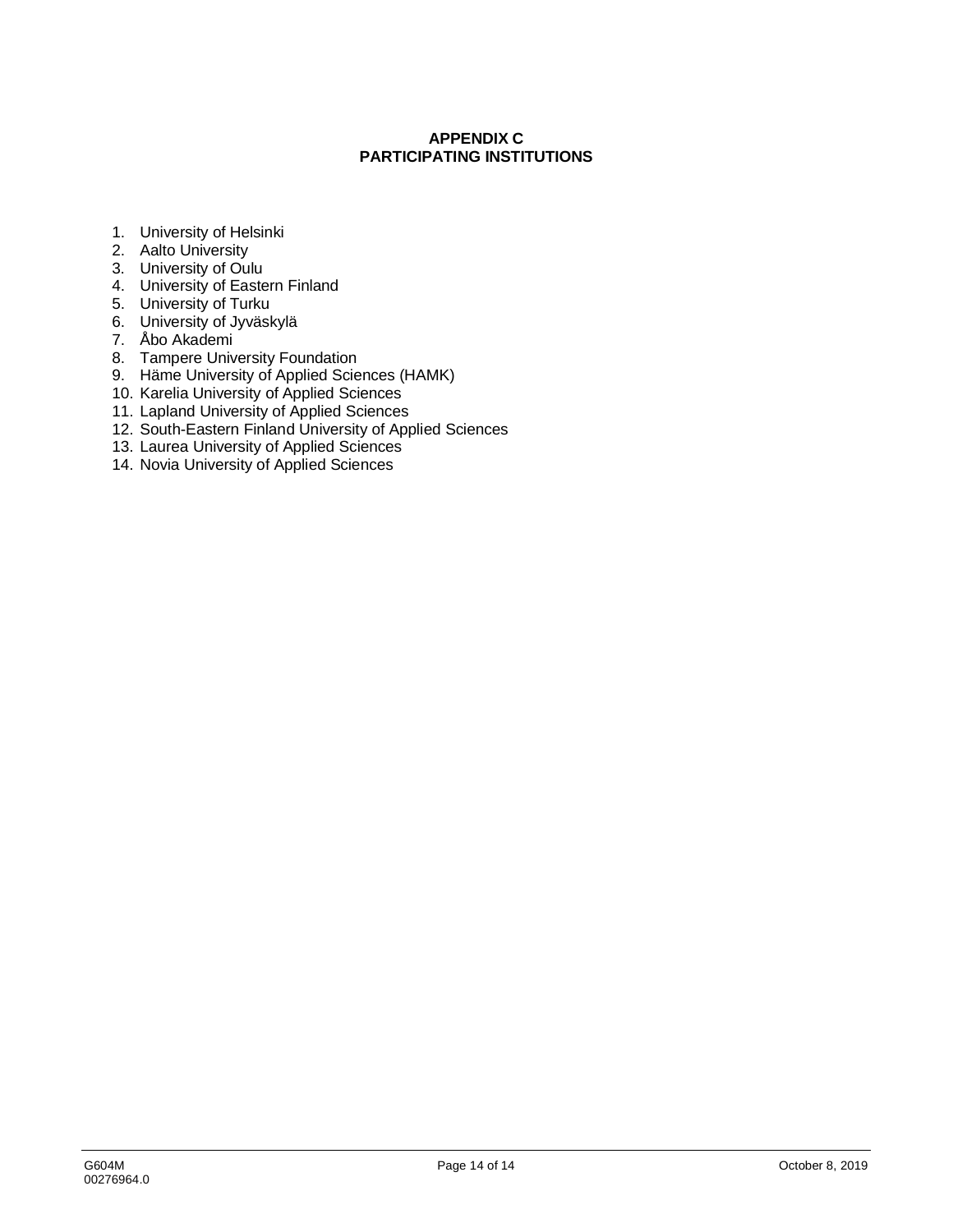## APPENDIX C
## PARTICIPATING INSTITUTIONS

1. University of Helsinki
2. Aalto University
3. University of Oulu
4. University of Eastern Finland
5. University of Turku
6. University of Jyväskylä
7. Åbo Akademi
8. Tampere University Foundation
9. Häme University of Applied Sciences (HAMK)
10. Karelia University of Applied Sciences
11. Lapland University of Applied Sciences
12. South-Eastern Finland University of Applied Sciences
13. Laurea University of Applied Sciences
14. Novia University of Applied Sciences